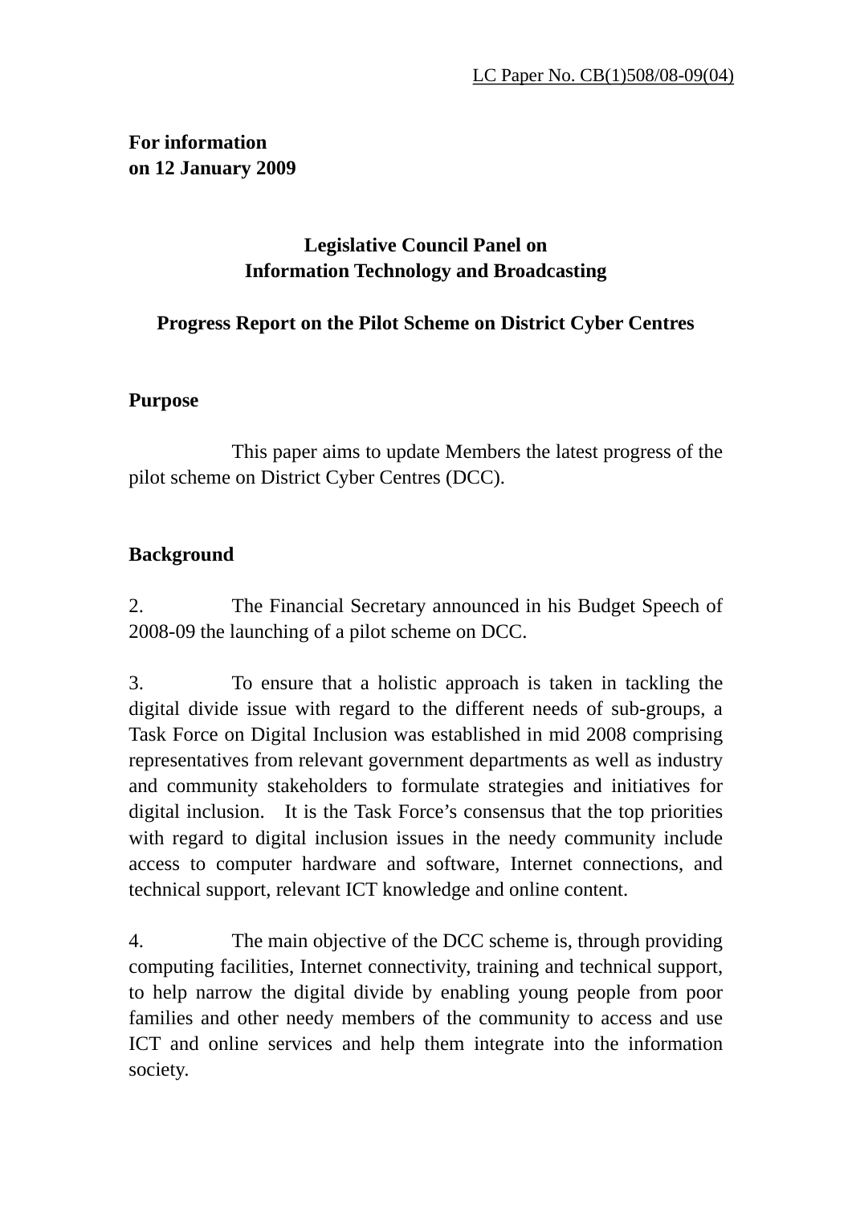LC Paper No. CB(1)508/08-09(04)

**For information**
**on 12 January 2009**

**Legislative Council Panel on**
**Information Technology and Broadcasting**

**Progress Report on the Pilot Scheme on District Cyber Centres**

**Purpose**

This paper aims to update Members the latest progress of the pilot scheme on District Cyber Centres (DCC).

**Background**

2. The Financial Secretary announced in his Budget Speech of 2008-09 the launching of a pilot scheme on DCC.

3. To ensure that a holistic approach is taken in tackling the digital divide issue with regard to the different needs of sub-groups, a Task Force on Digital Inclusion was established in mid 2008 comprising representatives from relevant government departments as well as industry and community stakeholders to formulate strategies and initiatives for digital inclusion. It is the Task Force's consensus that the top priorities with regard to digital inclusion issues in the needy community include access to computer hardware and software, Internet connections, and technical support, relevant ICT knowledge and online content.

4. The main objective of the DCC scheme is, through providing computing facilities, Internet connectivity, training and technical support, to help narrow the digital divide by enabling young people from poor families and other needy members of the community to access and use ICT and online services and help them integrate into the information society.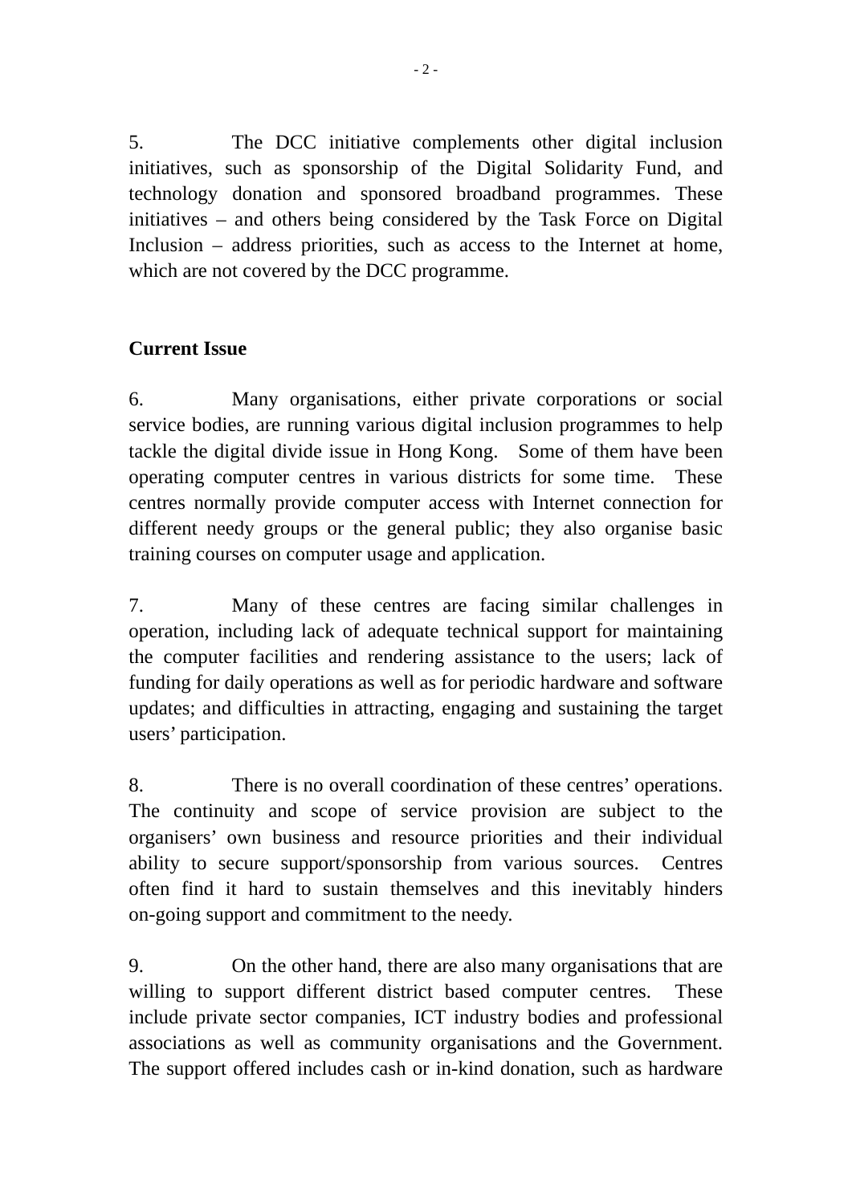5. The DCC initiative complements other digital inclusion initiatives, such as sponsorship of the Digital Solidarity Fund, and technology donation and sponsored broadband programmes. These initiatives – and others being considered by the Task Force on Digital Inclusion – address priorities, such as access to the Internet at home, which are not covered by the DCC programme.

**Current Issue**

6. Many organisations, either private corporations or social service bodies, are running various digital inclusion programmes to help tackle the digital divide issue in Hong Kong. Some of them have been operating computer centres in various districts for some time. These centres normally provide computer access with Internet connection for different needy groups or the general public; they also organise basic training courses on computer usage and application.

7. Many of these centres are facing similar challenges in operation, including lack of adequate technical support for maintaining the computer facilities and rendering assistance to the users; lack of funding for daily operations as well as for periodic hardware and software updates; and difficulties in attracting, engaging and sustaining the target users' participation.

8. There is no overall coordination of these centres' operations. The continuity and scope of service provision are subject to the organisers' own business and resource priorities and their individual ability to secure support/sponsorship from various sources. Centres often find it hard to sustain themselves and this inevitably hinders on-going support and commitment to the needy.

9. On the other hand, there are also many organisations that are willing to support different district based computer centres. These include private sector companies, ICT industry bodies and professional associations as well as community organisations and the Government. The support offered includes cash or in-kind donation, such as hardware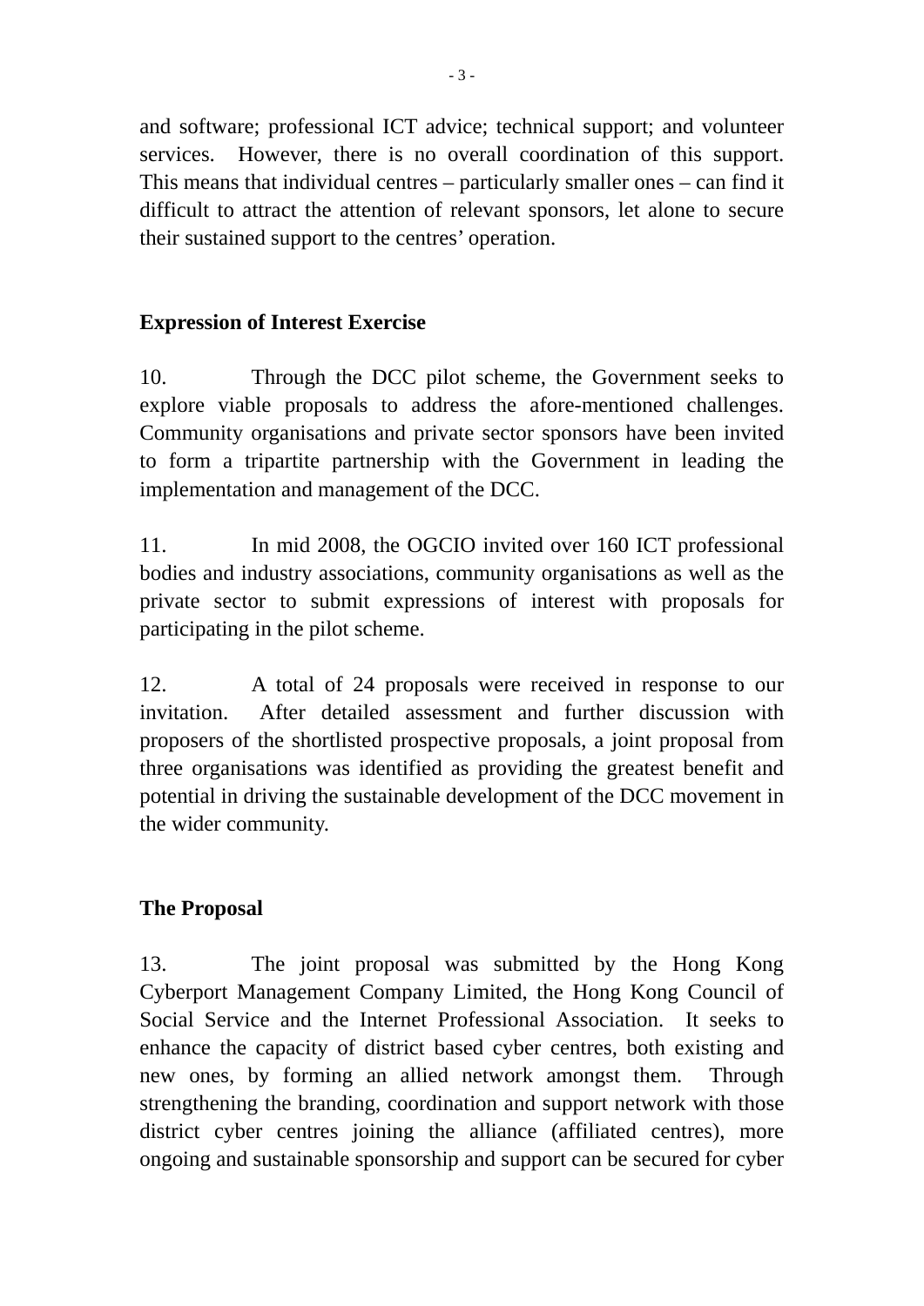and software; professional ICT advice; technical support; and volunteer services. However, there is no overall coordination of this support. This means that individual centres – particularly smaller ones – can find it difficult to attract the attention of relevant sponsors, let alone to secure their sustained support to the centres' operation.

**Expression of Interest Exercise**

10. Through the DCC pilot scheme, the Government seeks to explore viable proposals to address the afore-mentioned challenges. Community organisations and private sector sponsors have been invited to form a tripartite partnership with the Government in leading the implementation and management of the DCC.

11. In mid 2008, the OGCIO invited over 160 ICT professional bodies and industry associations, community organisations as well as the private sector to submit expressions of interest with proposals for participating in the pilot scheme.

12. A total of 24 proposals were received in response to our invitation. After detailed assessment and further discussion with proposers of the shortlisted prospective proposals, a joint proposal from three organisations was identified as providing the greatest benefit and potential in driving the sustainable development of the DCC movement in the wider community.

**The Proposal**

13. The joint proposal was submitted by the Hong Kong Cyberport Management Company Limited, the Hong Kong Council of Social Service and the Internet Professional Association. It seeks to enhance the capacity of district based cyber centres, both existing and new ones, by forming an allied network amongst them. Through strengthening the branding, coordination and support network with those district cyber centres joining the alliance (affiliated centres), more ongoing and sustainable sponsorship and support can be secured for cyber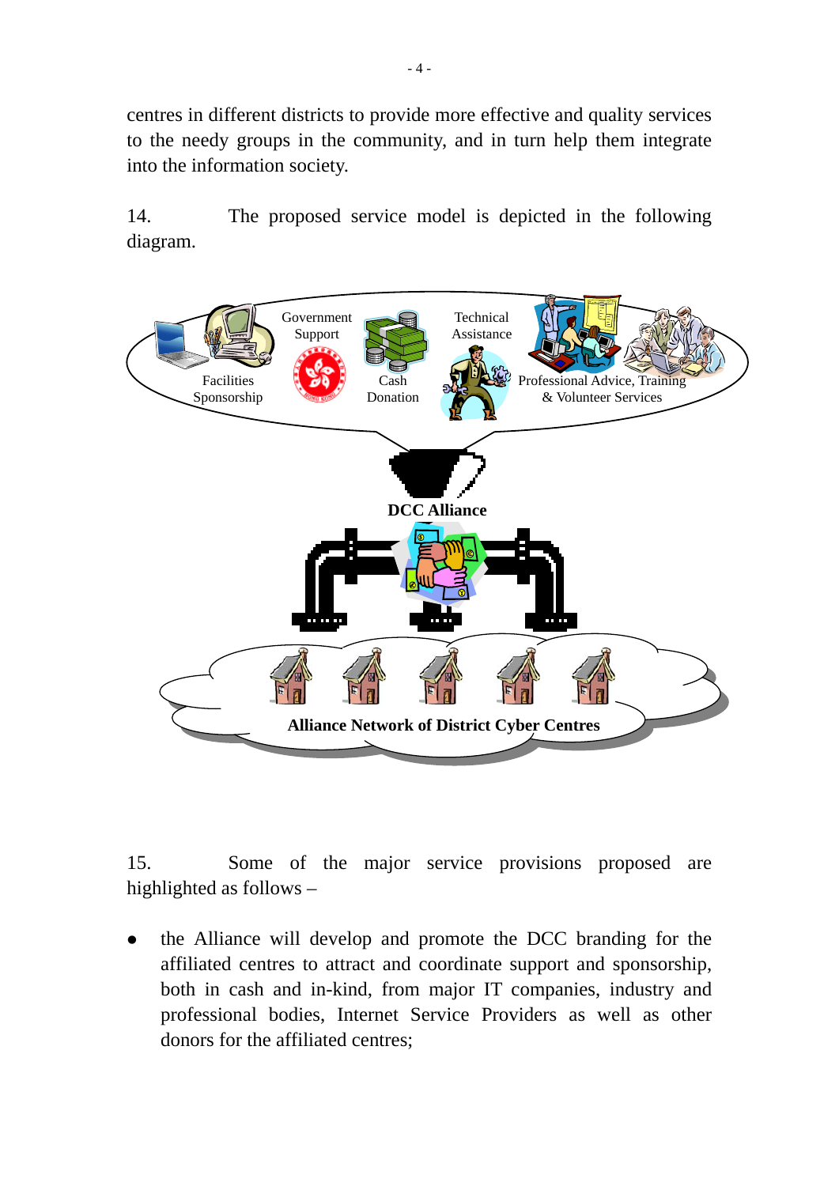centres in different districts to provide more effective and quality services to the needy groups in the community, and in turn help them integrate into the information society.

14. The proposed service model is depicted in the following diagram.

Facilities Sponsorship

Government Support

Cash Donation

Technical Assistance

Professional Advice, Training & Volunteer Services

**DCC Alliance**

**Alliance Network of District Cyber Centres**

15. Some of the major service provisions proposed are highlighted as follows –

- the Alliance will develop and promote the DCC branding for the affiliated centres to attract and coordinate support and sponsorship, both in cash and in-kind, from major IT companies, industry and professional bodies, Internet Service Providers as well as other donors for the affiliated centres;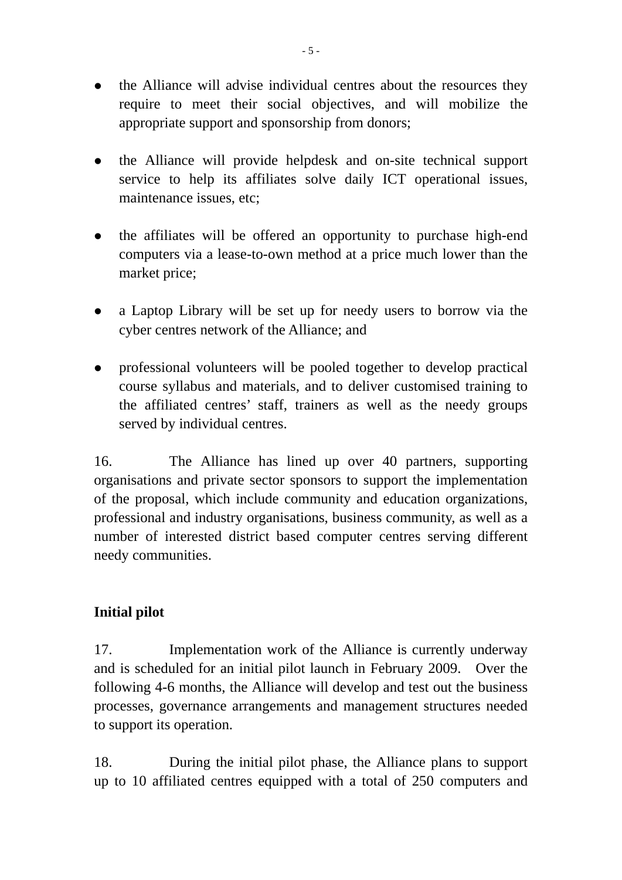- the Alliance will advise individual centres about the resources they require to meet their social objectives, and will mobilize the appropriate support and sponsorship from donors;

- the Alliance will provide helpdesk and on-site technical support service to help its affiliates solve daily ICT operational issues, maintenance issues, etc;

- the affiliates will be offered an opportunity to purchase high-end computers via a lease-to-own method at a price much lower than the market price;

- a Laptop Library will be set up for needy users to borrow via the cyber centres network of the Alliance; and

- professional volunteers will be pooled together to develop practical course syllabus and materials, and to deliver customised training to the affiliated centres' staff, trainers as well as the needy groups served by individual centres.

16. The Alliance has lined up over 40 partners, supporting organisations and private sector sponsors to support the implementation of the proposal, which include community and education organizations, professional and industry organisations, business community, as well as a number of interested district based computer centres serving different needy communities.

**Initial pilot**

17. Implementation work of the Alliance is currently underway and is scheduled for an initial pilot launch in February 2009. Over the following 4-6 months, the Alliance will develop and test out the business processes, governance arrangements and management structures needed to support its operation.

18. During the initial pilot phase, the Alliance plans to support up to 10 affiliated centres equipped with a total of 250 computers and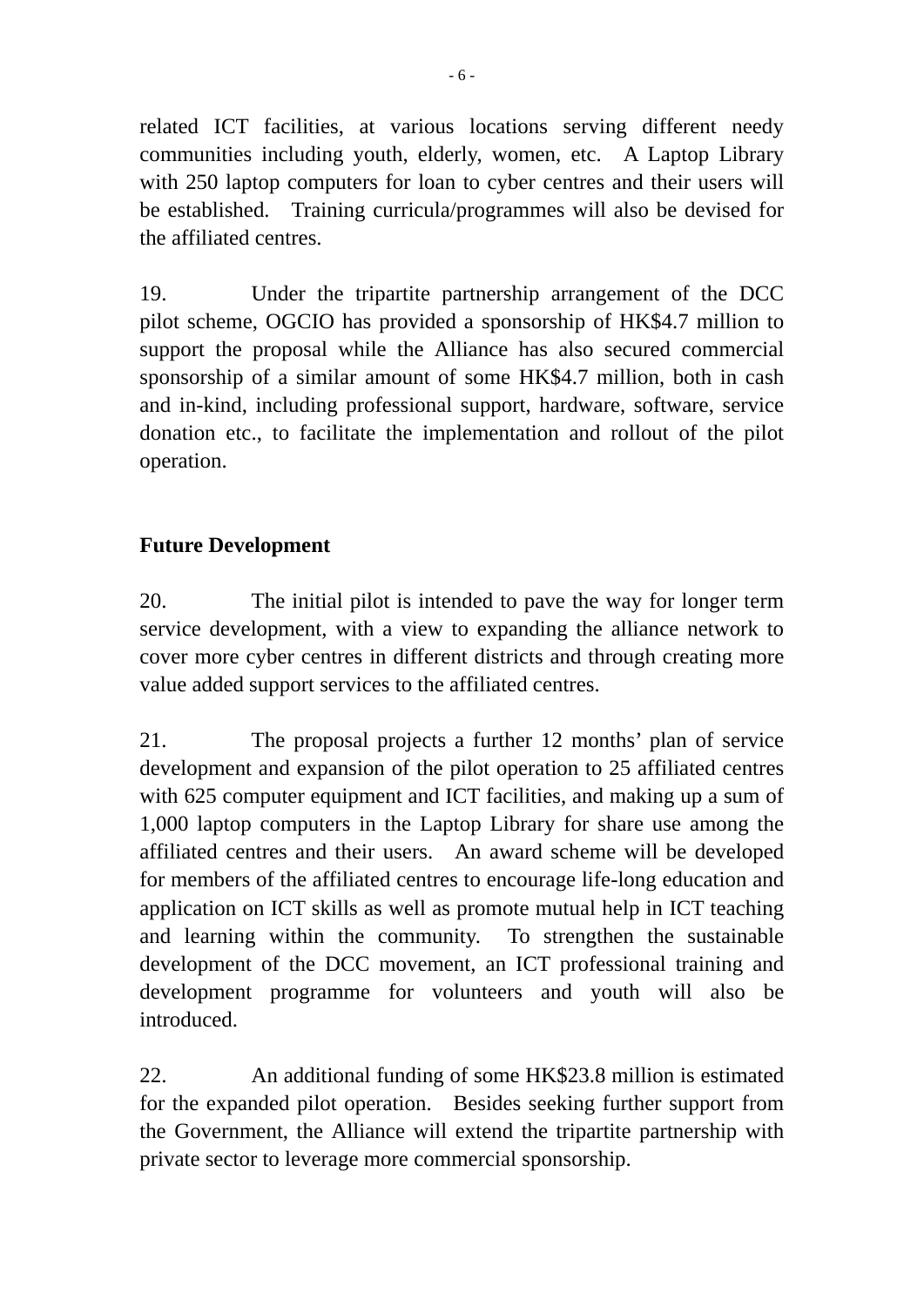related ICT facilities, at various locations serving different needy communities including youth, elderly, women, etc. A Laptop Library with 250 laptop computers for loan to cyber centres and their users will be established. Training curricula/programmes will also be devised for the affiliated centres.

19. Under the tripartite partnership arrangement of the DCC pilot scheme, OGCIO has provided a sponsorship of HK$4.7 million to support the proposal while the Alliance has also secured commercial sponsorship of a similar amount of some HK$4.7 million, both in cash and in-kind, including professional support, hardware, software, service donation etc., to facilitate the implementation and rollout of the pilot operation.

**Future Development**

20. The initial pilot is intended to pave the way for longer term service development, with a view to expanding the alliance network to cover more cyber centres in different districts and through creating more value added support services to the affiliated centres.

21. The proposal projects a further 12 months' plan of service development and expansion of the pilot operation to 25 affiliated centres with 625 computer equipment and ICT facilities, and making up a sum of 1,000 laptop computers in the Laptop Library for share use among the affiliated centres and their users. An award scheme will be developed for members of the affiliated centres to encourage life-long education and application on ICT skills as well as promote mutual help in ICT teaching and learning within the community. To strengthen the sustainable development of the DCC movement, an ICT professional training and development programme for volunteers and youth will also be introduced.

22. An additional funding of some HK$23.8 million is estimated for the expanded pilot operation. Besides seeking further support from the Government, the Alliance will extend the tripartite partnership with private sector to leverage more commercial sponsorship.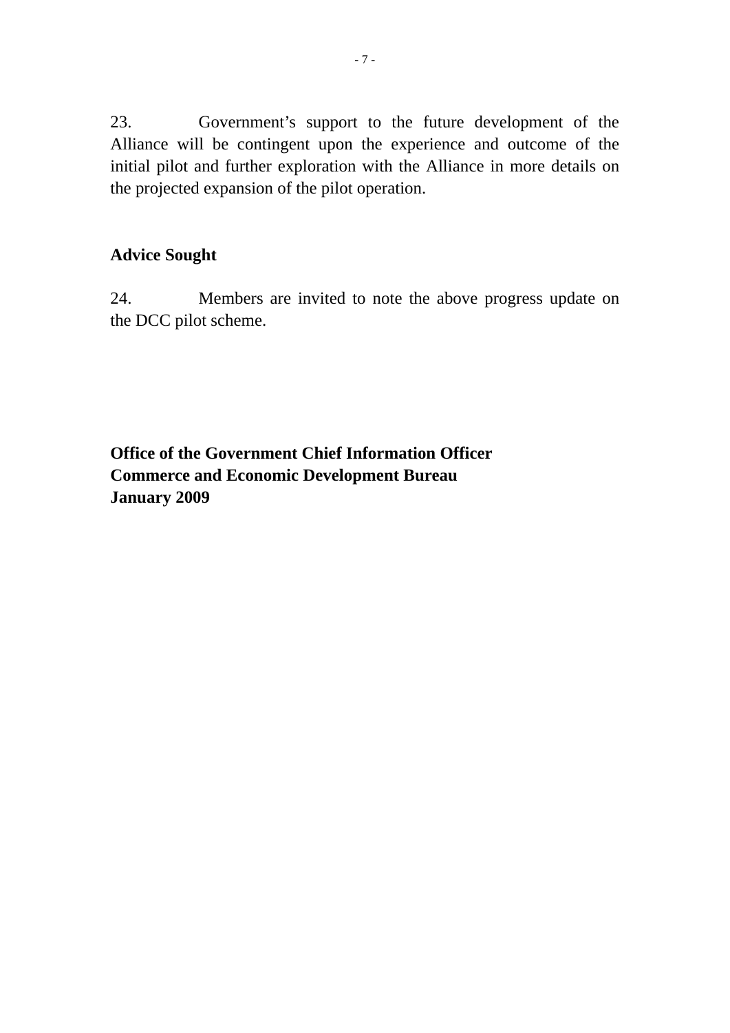23. Government's support to the future development of the Alliance will be contingent upon the experience and outcome of the initial pilot and further exploration with the Alliance in more details on the projected expansion of the pilot operation.

**Advice Sought**

24. Members are invited to note the above progress update on the DCC pilot scheme.

**Office of the Government Chief Information Officer**
**Commerce and Economic Development Bureau**
**January 2009**